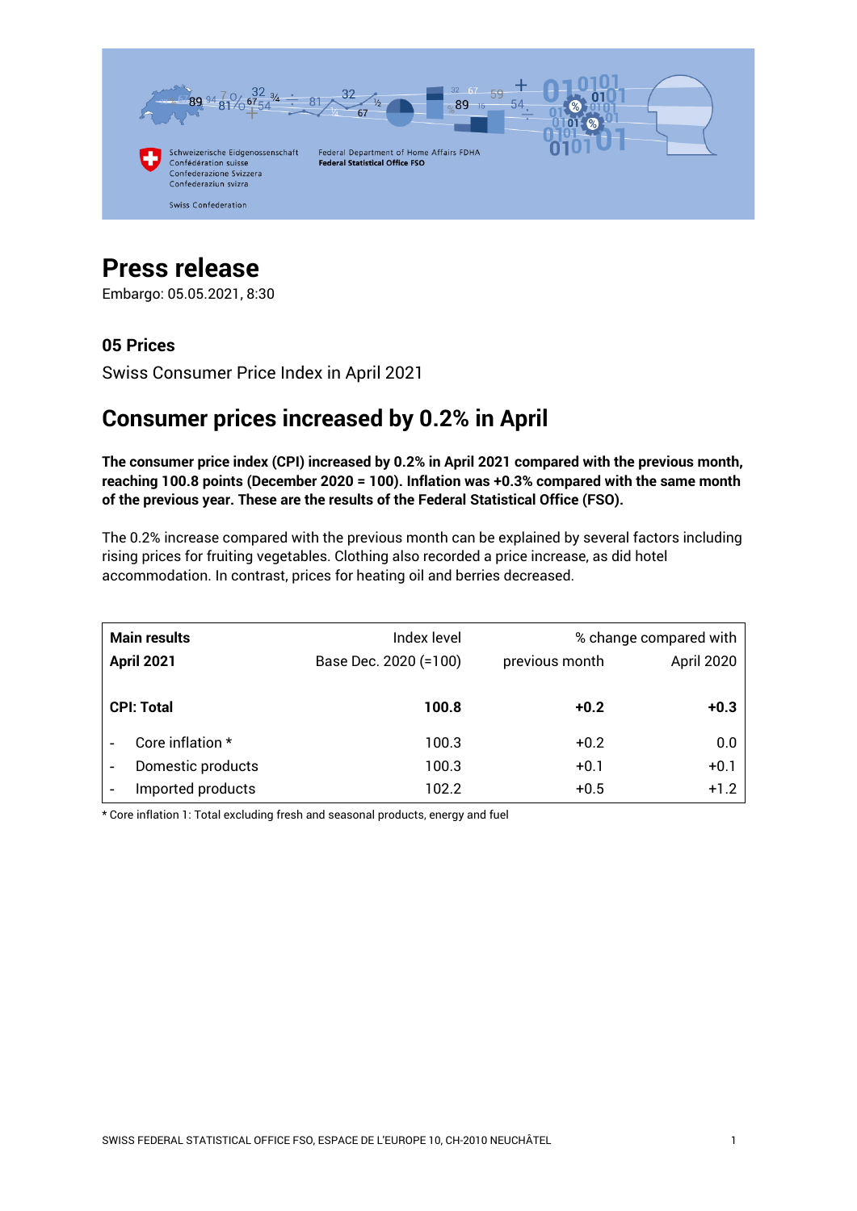Schweizerische Eidgenossenschaft
Confédération suisse
Confederazione Svizzera
Confederaziun svizra

Swiss Confederation

Federal Department of Home Affairs FDHA
**Federal Statistical Office FSO**

# Press release

Embargo: 05.05.2021, 8:30

### 05 Prices

Swiss Consumer Price Index in April 2021

## Consumer prices increased by 0.2% in April

**The consumer price index (CPI) increased by 0.2% in April 2021 compared with the previous month, reaching 100.8 points (December 2020 = 100). Inflation was +0.3% compared with the same month of the previous year. These are the results of the Federal Statistical Office (FSO).**

The 0.2% increase compared with the previous month can be explained by several factors including rising prices for fruiting vegetables. Clothing also recorded a price increase, as did hotel accommodation. In contrast, prices for heating oil and berries decreased.

| Main results | Index level | % change compared with | |
|---|---|---|---|
| April 2021 | Base Dec. 2020 (=100) | previous month | April 2020 |
| **CPI: Total** | **100.8** | **+0.2** | **+0.3** |
| - Core inflation * | 100.3 | +0.2 | 0.0 |
| - Domestic products | 100.3 | +0.1 | +0.1 |
| - Imported products | 102.2 | +0.5 | +1.2 |

* Core inflation 1: Total excluding fresh and seasonal products, energy and fuel

SWISS FEDERAL STATISTICAL OFFICE FSO, ESPACE DE L'EUROPE 10, CH-2010 NEUCHÂTEL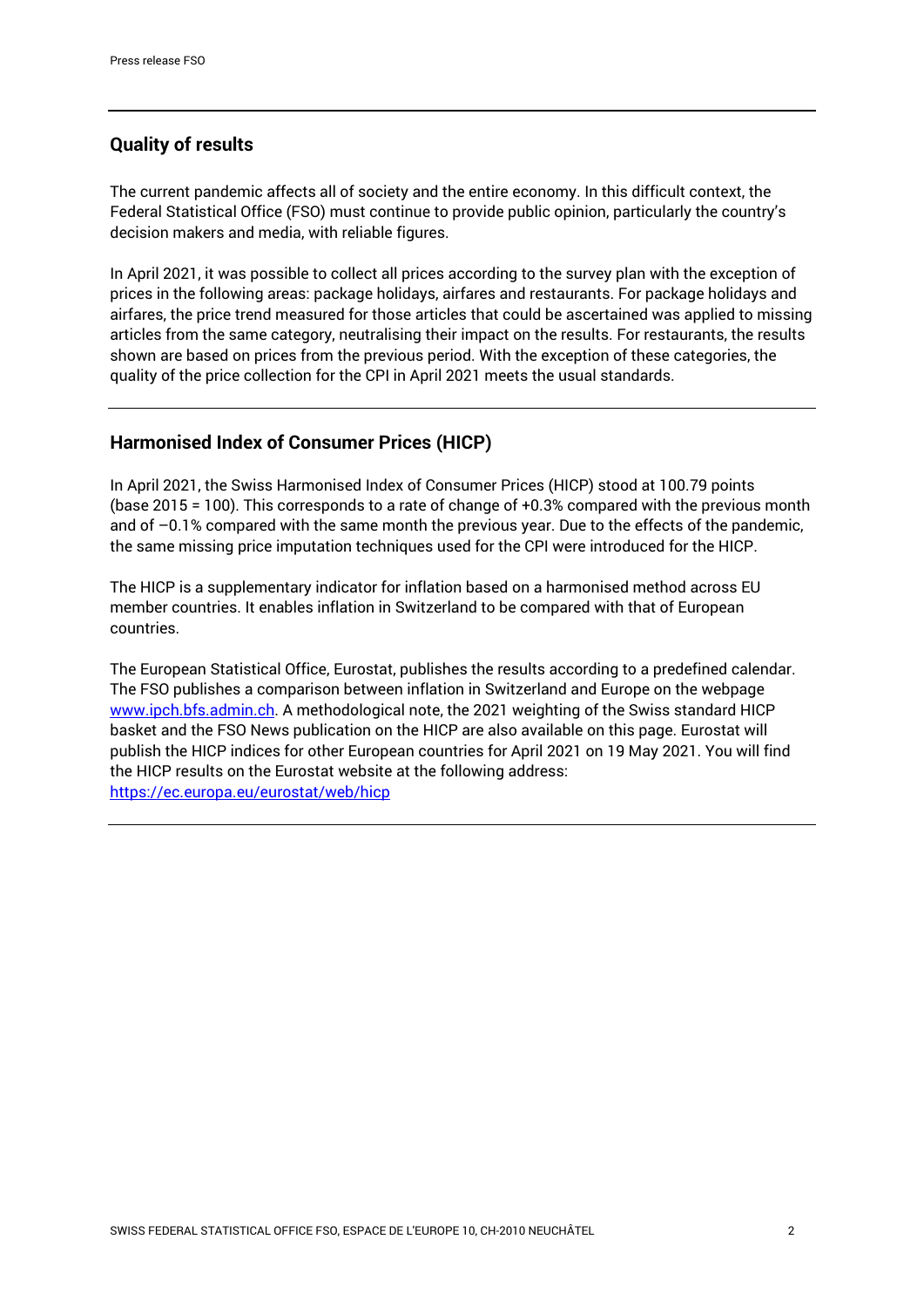## Quality of results

The current pandemic affects all of society and the entire economy. In this difficult context, the Federal Statistical Office (FSO) must continue to provide public opinion, particularly the country's decision makers and media, with reliable figures.

In April 2021, it was possible to collect all prices according to the survey plan with the exception of prices in the following areas: package holidays, airfares and restaurants. For package holidays and airfares, the price trend measured for those articles that could be ascertained was applied to missing articles from the same category, neutralising their impact on the results. For restaurants, the results shown are based on prices from the previous period. With the exception of these categories, the quality of the price collection for the CPI in April 2021 meets the usual standards.

## Harmonised Index of Consumer Prices (HICP)

In April 2021, the Swiss Harmonised Index of Consumer Prices (HICP) stood at 100.79 points (base 2015 = 100). This corresponds to a rate of change of +0.3% compared with the previous month and of –0.1% compared with the same month the previous year. Due to the effects of the pandemic, the same missing price imputation techniques used for the CPI were introduced for the HICP.

The HICP is a supplementary indicator for inflation based on a harmonised method across EU member countries. It enables inflation in Switzerland to be compared with that of European countries.

The European Statistical Office, Eurostat, publishes the results according to a predefined calendar. The FSO publishes a comparison between inflation in Switzerland and Europe on the webpage www.ipch.bfs.admin.ch. A methodological note, the 2021 weighting of the Swiss standard HICP basket and the FSO News publication on the HICP are also available on this page. Eurostat will publish the HICP indices for other European countries for April 2021 on 19 May 2021. You will find the HICP results on the Eurostat website at the following address: https://ec.europa.eu/eurostat/web/hicp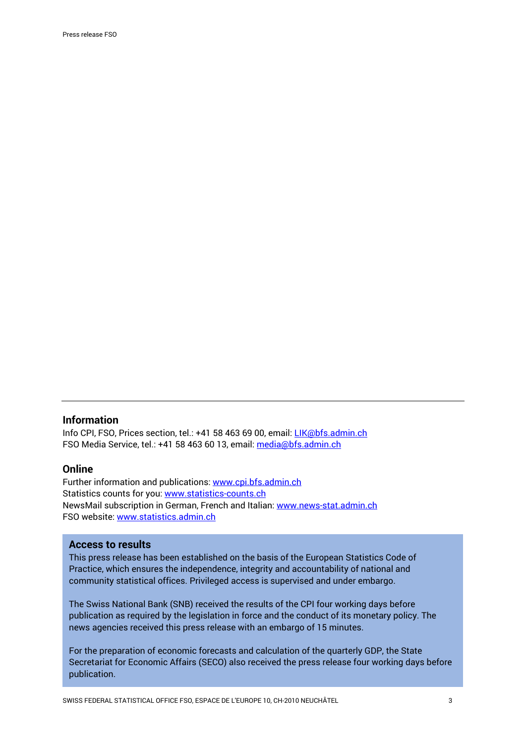## Information

Info CPI, FSO, Prices section, tel.: +41 58 463 69 00, email: [LIK@bfs.admin.ch](mailto:LIK@bfs.admin.ch)
FSO Media Service, tel.: +41 58 463 60 13, email: [media@bfs.admin.ch](mailto:media@bfs.admin.ch)

## Online

Further information and publications: [www.cpi.bfs.admin.ch](http://www.cpi.bfs.admin.ch)
Statistics counts for you: [www.statistics-counts.ch](http://www.statistics-counts.ch)
NewsMail subscription in German, French and Italian: [www.news-stat.admin.ch](http://www.news-stat.admin.ch)
FSO website: [www.statistics.admin.ch](http://www.statistics.admin.ch)

## Access to results

This press release has been established on the basis of the European Statistics Code of Practice, which ensures the independence, integrity and accountability of national and community statistical offices. Privileged access is supervised and under embargo.

The Swiss National Bank (SNB) received the results of the CPI four working days before publication as required by the legislation in force and the conduct of its monetary policy. The news agencies received this press release with an embargo of 15 minutes.

For the preparation of economic forecasts and calculation of the quarterly GDP, the State Secretariat for Economic Affairs (SECO) also received the press release four working days before publication.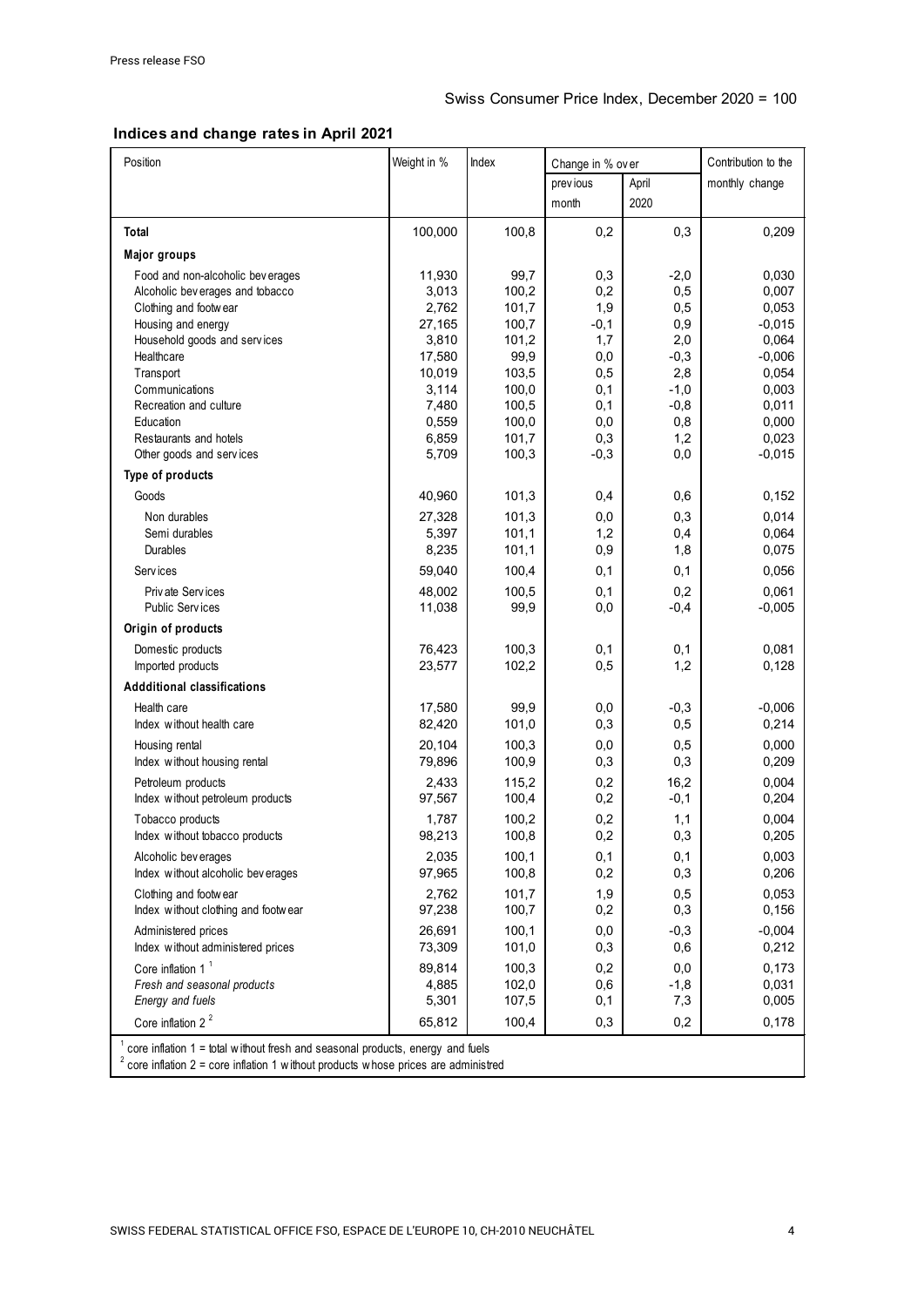Swiss Consumer Price Index, December 2020 = 100

## Indices and change rates in April 2021

| Position | Weight in % | Index | Change in % over | | Contribution to the monthly change |
|---|---|---|---|---|---|
| | | | previous month | April 2020 | |
| **Total** | 100,000 | 100,8 | 0,2 | 0,3 | 0,209 |
| **Major groups** | | | | | |
| Food and non-alcoholic beverages | 11,930 | 99,7 | 0,3 | -2,0 | 0,030 |
| Alcoholic beverages and tobacco | 3,013 | 100,2 | 0,2 | 0,5 | 0,007 |
| Clothing and footwear | 2,762 | 101,7 | 1,9 | 0,5 | 0,053 |
| Housing and energy | 27,165 | 100,7 | -0,1 | 0,9 | -0,015 |
| Household goods and services | 3,810 | 101,2 | 1,7 | 2,0 | 0,064 |
| Healthcare | 17,580 | 99,9 | 0,0 | -0,3 | -0,006 |
| Transport | 10,019 | 103,5 | 0,5 | 2,8 | 0,054 |
| Communications | 3,114 | 100,0 | 0,1 | -1,0 | 0,003 |
| Recreation and culture | 7,480 | 100,5 | 0,1 | -0,8 | 0,011 |
| Education | 0,559 | 100,0 | 0,0 | 0,8 | 0,000 |
| Restaurants and hotels | 6,859 | 101,7 | 0,3 | 1,2 | 0,023 |
| Other goods and services | 5,709 | 100,3 | -0,3 | 0,0 | -0,015 |
| **Type of products** | | | | | |
| Goods | 40,960 | 101,3 | 0,4 | 0,6 | 0,152 |
| Non durables | 27,328 | 101,3 | 0,0 | 0,3 | 0,014 |
| Semi durables | 5,397 | 101,1 | 1,2 | 0,4 | 0,064 |
| Durables | 8,235 | 101,1 | 0,9 | 1,8 | 0,075 |
| Services | 59,040 | 100,4 | 0,1 | 0,1 | 0,056 |
| Private Services | 48,002 | 100,5 | 0,1 | 0,2 | 0,061 |
| Public Services | 11,038 | 99,9 | 0,0 | -0,4 | -0,005 |
| **Origin of products** | | | | | |
| Domestic products | 76,423 | 100,3 | 0,1 | 0,1 | 0,081 |
| Imported products | 23,577 | 102,2 | 0,5 | 1,2 | 0,128 |
| **Addditional classifications** | | | | | |
| Health care | 17,580 | 99,9 | 0,0 | -0,3 | -0,006 |
| Index without health care | 82,420 | 101,0 | 0,3 | 0,5 | 0,214 |
| Housing rental | 20,104 | 100,3 | 0,0 | 0,5 | 0,000 |
| Index without housing rental | 79,896 | 100,9 | 0,3 | 0,3 | 0,209 |
| Petroleum products | 2,433 | 115,2 | 0,2 | 16,2 | 0,004 |
| Index without petroleum products | 97,567 | 100,4 | 0,2 | -0,1 | 0,204 |
| Tobacco products | 1,787 | 100,2 | 0,2 | 1,1 | 0,004 |
| Index without tobacco products | 98,213 | 100,8 | 0,2 | 0,3 | 0,205 |
| Alcoholic beverages | 2,035 | 100,1 | 0,1 | 0,1 | 0,003 |
| Index without alcoholic beverages | 97,965 | 100,8 | 0,2 | 0,3 | 0,206 |
| Clothing and footwear | 2,762 | 101,7 | 1,9 | 0,5 | 0,053 |
| Index without clothing and footwear | 97,238 | 100,7 | 0,2 | 0,3 | 0,156 |
| Administered prices | 26,691 | 100,1 | 0,0 | -0,3 | -0,004 |
| Index without administered prices | 73,309 | 101,0 | 0,3 | 0,6 | 0,212 |
| Core inflation 1 [1] | 89,814 | 100,3 | 0,2 | 0,0 | 0,173 |
| *Fresh and seasonal products* | 4,885 | 102,0 | 0,6 | -1,8 | 0,031 |
| *Energy and fuels* | 5,301 | 107,5 | 0,1 | 7,3 | 0,005 |
| Core inflation 2 [2] | 65,812 | 100,4 | 0,3 | 0,2 | 0,178 |

[1] core inflation 1 = total without fresh and seasonal products, energy and fuels
[2] core inflation 2 = core inflation 1 without products whose prices are administred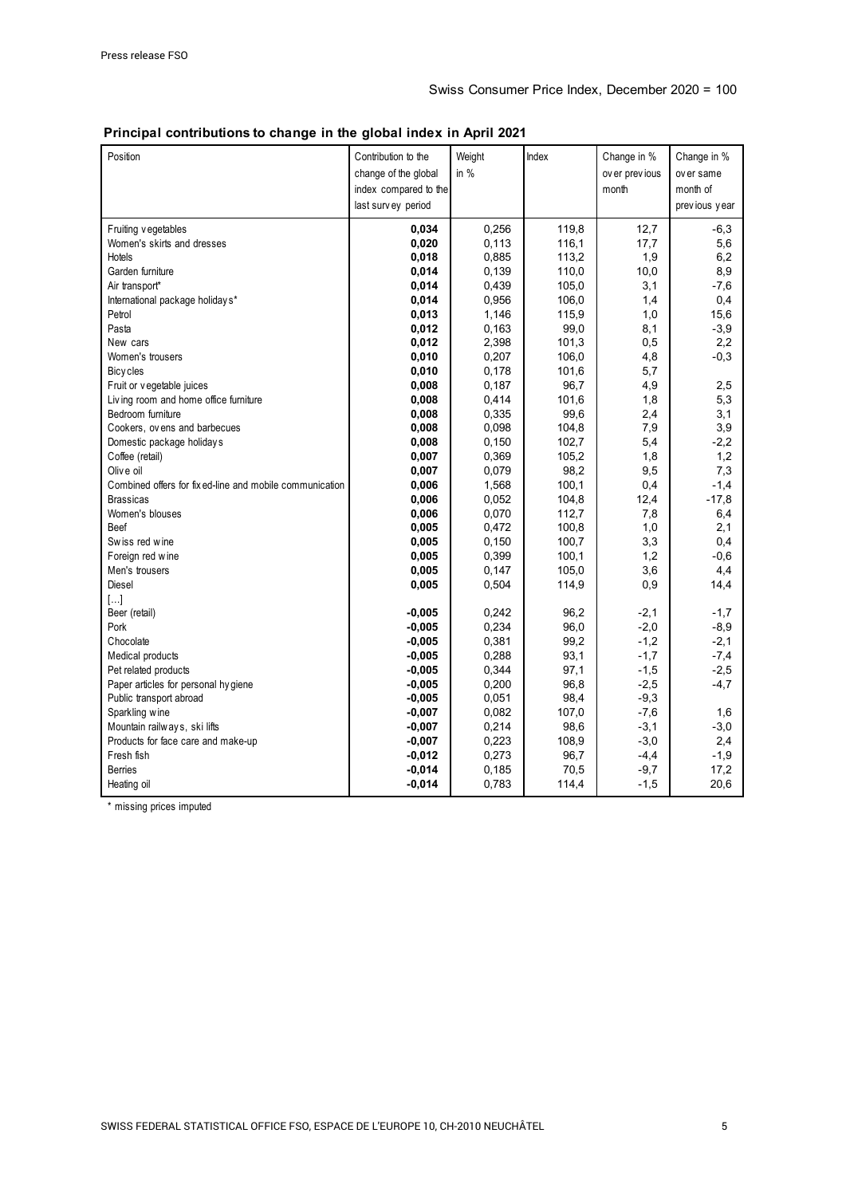Swiss Consumer Price Index, December 2020 = 100

**Principal contributions to change in the global index in April 2021**

| Position | Contribution to the change of the global index compared to the last survey period | Weight in % | Index | Change in % over previous month | Change in % over same month of previous year |
|---|---|---|---|---|---|
| Fruiting vegetables | **0,034** | 0,256 | 119,8 | 12,7 | -6,3 |
| Women's skirts and dresses | **0,020** | 0,113 | 116,1 | 17,7 | 5,6 |
| Hotels | **0,018** | 0,885 | 113,2 | 1,9 | 6,2 |
| Garden furniture | **0,014** | 0,139 | 110,0 | 10,0 | 8,9 |
| Air transport* | **0,014** | 0,439 | 105,0 | 3,1 | -7,6 |
| International package holidays* | **0,014** | 0,956 | 106,0 | 1,4 | 0,4 |
| Petrol | **0,013** | 1,146 | 115,9 | 1,0 | 15,6 |
| Pasta | **0,012** | 0,163 | 99,0 | 8,1 | -3,9 |
| New cars | **0,012** | 2,398 | 101,3 | 0,5 | 2,2 |
| Women's trousers | **0,010** | 0,207 | 106,0 | 4,8 | -0,3 |
| Bicycles | **0,010** | 0,178 | 101,6 | 5,7 | |
| Fruit or vegetable juices | **0,008** | 0,187 | 96,7 | 4,9 | 2,5 |
| Living room and home office furniture | **0,008** | 0,414 | 101,6 | 1,8 | 5,3 |
| Bedroom furniture | **0,008** | 0,335 | 99,6 | 2,4 | 3,1 |
| Cookers, ovens and barbecues | **0,008** | 0,098 | 104,8 | 7,9 | 3,9 |
| Domestic package holidays | **0,008** | 0,150 | 102,7 | 5,4 | -2,2 |
| Coffee (retail) | **0,007** | 0,369 | 105,2 | 1,8 | 1,2 |
| Olive oil | **0,007** | 0,079 | 98,2 | 9,5 | 7,3 |
| Combined offers for fixed-line and mobile communication | **0,006** | 1,568 | 100,1 | 0,4 | -1,4 |
| Brassicas | **0,006** | 0,052 | 104,8 | 12,4 | -17,8 |
| Women's blouses | **0,006** | 0,070 | 112,7 | 7,8 | 6,4 |
| Beef | **0,005** | 0,472 | 100,8 | 1,0 | 2,1 |
| Swiss red wine | **0,005** | 0,150 | 100,7 | 3,3 | 0,4 |
| Foreign red wine | **0,005** | 0,399 | 100,1 | 1,2 | -0,6 |
| Men's trousers | **0,005** | 0,147 | 105,0 | 3,6 | 4,4 |
| Diesel | **0,005** | 0,504 | 114,9 | 0,9 | 14,4 |
| [...] | | | | | |
| Beer (retail) | **-0,005** | 0,242 | 96,2 | -2,1 | -1,7 |
| Pork | **-0,005** | 0,234 | 96,0 | -2,0 | -8,9 |
| Chocolate | **-0,005** | 0,381 | 99,2 | -1,2 | -2,1 |
| Medical products | **-0,005** | 0,288 | 93,1 | -1,7 | -7,4 |
| Pet related products | **-0,005** | 0,344 | 97,1 | -1,5 | -2,5 |
| Paper articles for personal hygiene | **-0,005** | 0,200 | 96,8 | -2,5 | -4,7 |
| Public transport abroad | **-0,005** | 0,051 | 98,4 | -9,3 | |
| Sparkling wine | **-0,007** | 0,082 | 107,0 | -7,6 | 1,6 |
| Mountain railways, ski lifts | **-0,007** | 0,214 | 98,6 | -3,1 | -3,0 |
| Products for face care and make-up | **-0,007** | 0,223 | 108,9 | -3,0 | 2,4 |
| Fresh fish | **-0,012** | 0,273 | 96,7 | -4,4 | -1,9 |
| Berries | **-0,014** | 0,185 | 70,5 | -9,7 | 17,2 |
| Heating oil | **-0,014** | 0,783 | 114,4 | -1,5 | 20,6 |

* missing prices imputed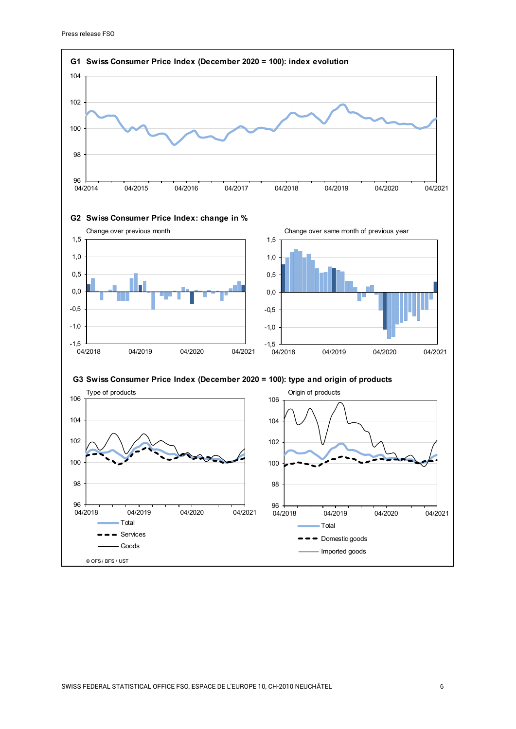## G1 Swiss Consumer Price Index (December 2020 = 100): index evolution

104
102
100
98
96

04/2014 04/2015 04/2016 04/2017 04/2018 04/2019 04/2020 04/2021

## G2 Swiss Consumer Price Index: change in %

Change over previous month

1,5
1,0
0,5
0,0
-0,5
-1,0
-1,5

04/2018 04/2019 04/2020 04/2021

Change over same month of previous year

1,5
1,0
0,5
0,0
-0,5
-1,0
-1,5

04/2018 04/2019 04/2020 04/2021

## G3 Swiss Consumer Price Index (December 2020 = 100): type and origin of products

Type of products

106
104
102
100
98
96

04/2018 04/2019 04/2020 04/2021

Total
Services
Goods

Origin of products

106
104
102
100
98
96

04/2018 04/2019 04/2020 04/2021

Total
Domestic goods
Imported goods

© OFS / BFS / UST